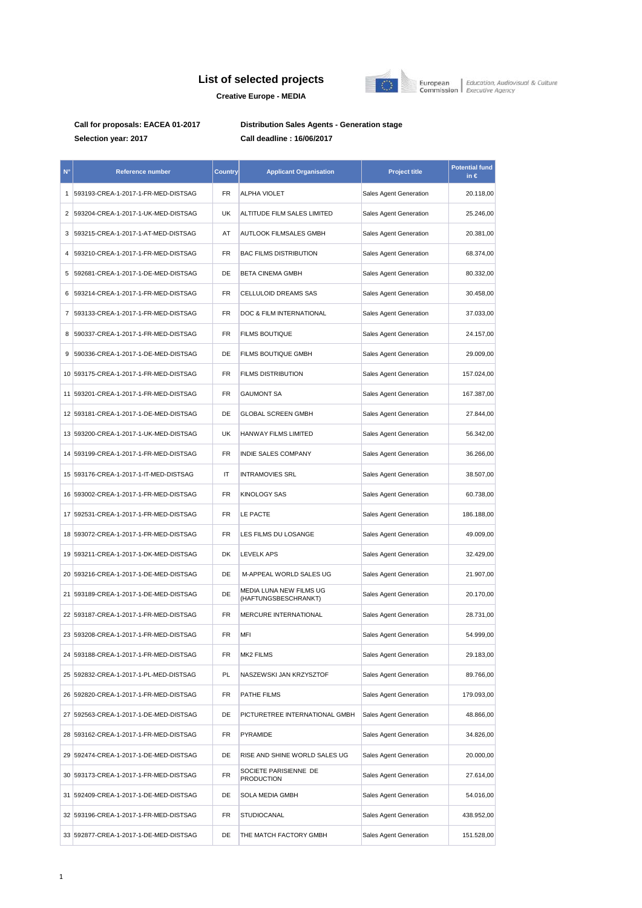# List of selected projects

**Creative Europe - MEDIA**

European Commission | Education, Audiovisual & Culture Executive Agency

**Call for proposals: EACEA 01-2017**

**Selection year: 2017**

**Distribution Sales Agents - Generation stage**

**Call deadline : 16/06/2017**

| N° | Reference number | Country | Applicant Organisation | Project title | Potential fund in € |
|---|---|---|---|---|---|
| 1 | 593193-CREA-1-2017-1-FR-MED-DISTSAG | FR | ALPHA VIOLET | Sales Agent Generation | 20.118,00 |
| 2 | 593204-CREA-1-2017-1-UK-MED-DISTSAG | UK | ALTITUDE FILM SALES LIMITED | Sales Agent Generation | 25.246,00 |
| 3 | 593215-CREA-1-2017-1-AT-MED-DISTSAG | AT | AUTLOOK FILMSALES GMBH | Sales Agent Generation | 20.381,00 |
| 4 | 593210-CREA-1-2017-1-FR-MED-DISTSAG | FR | BAC FILMS DISTRIBUTION | Sales Agent Generation | 68.374,00 |
| 5 | 592681-CREA-1-2017-1-DE-MED-DISTSAG | DE | BETA CINEMA GMBH | Sales Agent Generation | 80.332,00 |
| 6 | 593214-CREA-1-2017-1-FR-MED-DISTSAG | FR | CELLULOID DREAMS SAS | Sales Agent Generation | 30.458,00 |
| 7 | 593133-CREA-1-2017-1-FR-MED-DISTSAG | FR | DOC & FILM INTERNATIONAL | Sales Agent Generation | 37.033,00 |
| 8 | 590337-CREA-1-2017-1-FR-MED-DISTSAG | FR | FILMS BOUTIQUE | Sales Agent Generation | 24.157,00 |
| 9 | 590336-CREA-1-2017-1-DE-MED-DISTSAG | DE | FILMS BOUTIQUE GMBH | Sales Agent Generation | 29.009,00 |
| 10 | 593175-CREA-1-2017-1-FR-MED-DISTSAG | FR | FILMS DISTRIBUTION | Sales Agent Generation | 157.024,00 |
| 11 | 593201-CREA-1-2017-1-FR-MED-DISTSAG | FR | GAUMONT SA | Sales Agent Generation | 167.387,00 |
| 12 | 593181-CREA-1-2017-1-DE-MED-DISTSAG | DE | GLOBAL SCREEN GMBH | Sales Agent Generation | 27.844,00 |
| 13 | 593200-CREA-1-2017-1-UK-MED-DISTSAG | UK | HANWAY FILMS LIMITED | Sales Agent Generation | 56.342,00 |
| 14 | 593199-CREA-1-2017-1-FR-MED-DISTSAG | FR | INDIE SALES COMPANY | Sales Agent Generation | 36.266,00 |
| 15 | 593176-CREA-1-2017-1-IT-MED-DISTSAG | IT | INTRAMOVIES SRL | Sales Agent Generation | 38.507,00 |
| 16 | 593002-CREA-1-2017-1-FR-MED-DISTSAG | FR | KINOLOGY SAS | Sales Agent Generation | 60.738,00 |
| 17 | 592531-CREA-1-2017-1-FR-MED-DISTSAG | FR | LE PACTE | Sales Agent Generation | 186.188,00 |
| 18 | 593072-CREA-1-2017-1-FR-MED-DISTSAG | FR | LES FILMS DU LOSANGE | Sales Agent Generation | 49.009,00 |
| 19 | 593211-CREA-1-2017-1-DK-MED-DISTSAG | DK | LEVELK APS | Sales Agent Generation | 32.429,00 |
| 20 | 593216-CREA-1-2017-1-DE-MED-DISTSAG | DE | M-APPEAL WORLD SALES UG | Sales Agent Generation | 21.907,00 |
| 21 | 593189-CREA-1-2017-1-DE-MED-DISTSAG | DE | MEDIA LUNA NEW FILMS UG (HAFTUNGSBESCHRANKT) | Sales Agent Generation | 20.170,00 |
| 22 | 593187-CREA-1-2017-1-FR-MED-DISTSAG | FR | MERCURE INTERNATIONAL | Sales Agent Generation | 28.731,00 |
| 23 | 593208-CREA-1-2017-1-FR-MED-DISTSAG | FR | MFI | Sales Agent Generation | 54.999,00 |
| 24 | 593188-CREA-1-2017-1-FR-MED-DISTSAG | FR | MK2 FILMS | Sales Agent Generation | 29.183,00 |
| 25 | 592832-CREA-1-2017-1-PL-MED-DISTSAG | PL | NASZEWSKI JAN KRZYSZTOF | Sales Agent Generation | 89.766,00 |
| 26 | 592820-CREA-1-2017-1-FR-MED-DISTSAG | FR | PATHE FILMS | Sales Agent Generation | 179.093,00 |
| 27 | 592563-CREA-1-2017-1-DE-MED-DISTSAG | DE | PICTURETREE INTERNATIONAL GMBH | Sales Agent Generation | 48.866,00 |
| 28 | 593162-CREA-1-2017-1-FR-MED-DISTSAG | FR | PYRAMIDE | Sales Agent Generation | 34.826,00 |
| 29 | 592474-CREA-1-2017-1-DE-MED-DISTSAG | DE | RISE AND SHINE WORLD SALES UG | Sales Agent Generation | 20.000,00 |
| 30 | 593173-CREA-1-2017-1-FR-MED-DISTSAG | FR | SOCIETE PARISIENNE DE PRODUCTION | Sales Agent Generation | 27.614,00 |
| 31 | 592409-CREA-1-2017-1-DE-MED-DISTSAG | DE | SOLA MEDIA GMBH | Sales Agent Generation | 54.016,00 |
| 32 | 593196-CREA-1-2017-1-FR-MED-DISTSAG | FR | STUDIOCANAL | Sales Agent Generation | 438.952,00 |
| 33 | 592877-CREA-1-2017-1-DE-MED-DISTSAG | DE | THE MATCH FACTORY GMBH | Sales Agent Generation | 151.528,00 |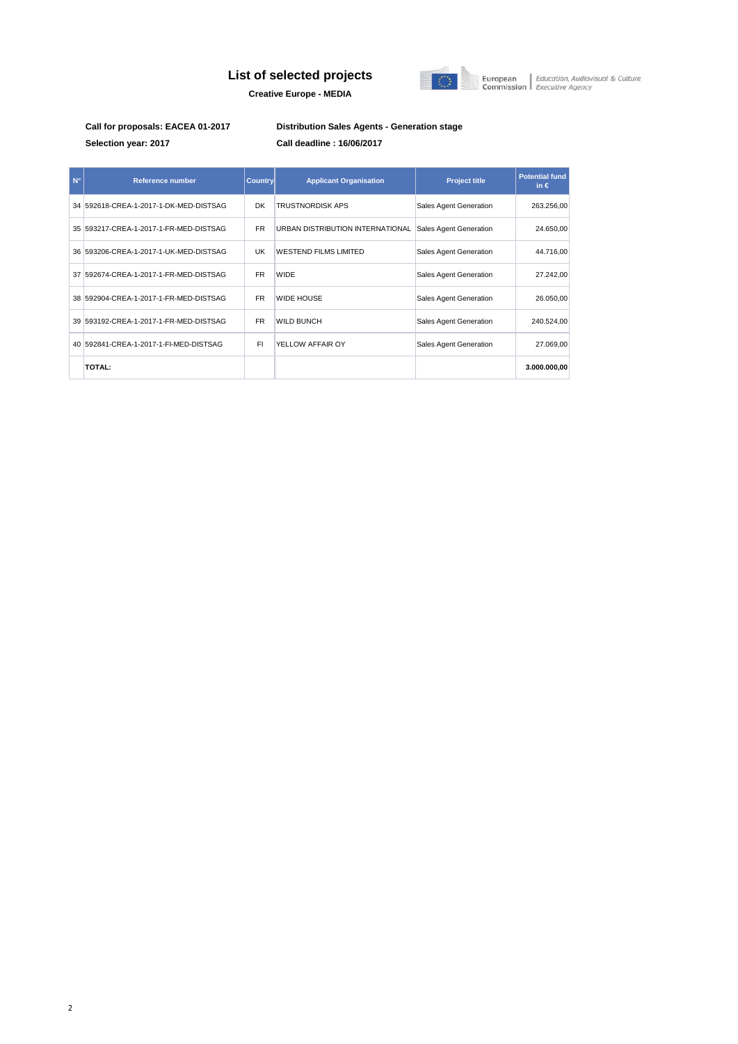# List of selected projects

**Creative Europe - MEDIA**

European Commission | Education, Audiovisual & Culture Executive Agency

**Call for proposals: EACEA 01-2017** | **Distribution Sales Agents - Generation stage**

**Selection year: 2017** | **Call deadline : 16/06/2017**

| N° | Reference number | Country | Applicant Organisation | Project title | Potential fund in € |
|---|---|---|---|---|---|
| 34 | 592618-CREA-1-2017-1-DK-MED-DISTSAG | DK | TRUSTNORDISK APS | Sales Agent Generation | 263.256,00 |
| 35 | 593217-CREA-1-2017-1-FR-MED-DISTSAG | FR | URBAN DISTRIBUTION INTERNATIONAL | Sales Agent Generation | 24.650,00 |
| 36 | 593206-CREA-1-2017-1-UK-MED-DISTSAG | UK | WESTEND FILMS LIMITED | Sales Agent Generation | 44.716,00 |
| 37 | 592674-CREA-1-2017-1-FR-MED-DISTSAG | FR | WIDE | Sales Agent Generation | 27.242,00 |
| 38 | 592904-CREA-1-2017-1-FR-MED-DISTSAG | FR | WIDE HOUSE | Sales Agent Generation | 26.050,00 |
| 39 | 593192-CREA-1-2017-1-FR-MED-DISTSAG | FR | WILD BUNCH | Sales Agent Generation | 240.524,00 |
| 40 | 592841-CREA-1-2017-1-FI-MED-DISTSAG | FI | YELLOW AFFAIR OY | Sales Agent Generation | 27.069,00 |
| | **TOTAL:** | | | | **3.000.000,00** |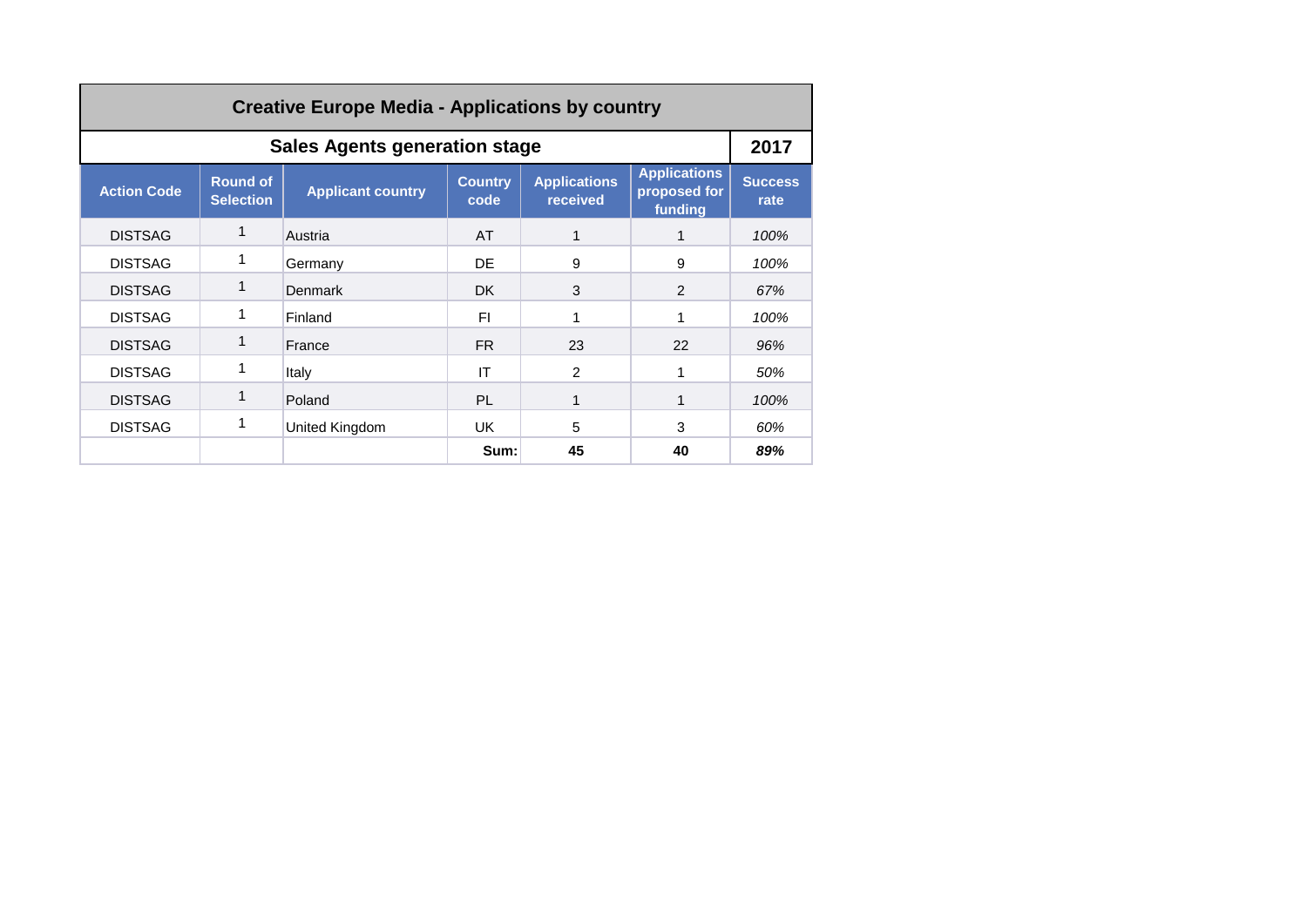## Creative Europe Media - Applications by country

### Sales Agents generation stage — 2017

| Action Code | Round of Selection | Applicant country | Country code | Applications received | Applications proposed for funding | Success rate |
|---|---|---|---|---|---|---|
| DISTSAG | 1 | Austria | AT | 1 | 1 | *100%* |
| DISTSAG | 1 | Germany | DE | 9 | 9 | *100%* |
| DISTSAG | 1 | Denmark | DK | 3 | 2 | *67%* |
| DISTSAG | 1 | Finland | FI | 1 | 1 | *100%* |
| DISTSAG | 1 | France | FR | 23 | 22 | *96%* |
| DISTSAG | 1 | Italy | IT | 2 | 1 | *50%* |
| DISTSAG | 1 | Poland | PL | 1 | 1 | *100%* |
| DISTSAG | 1 | United Kingdom | UK | 5 | 3 | *60%* |
| | | | **Sum:** | **45** | **40** | ***89%*** |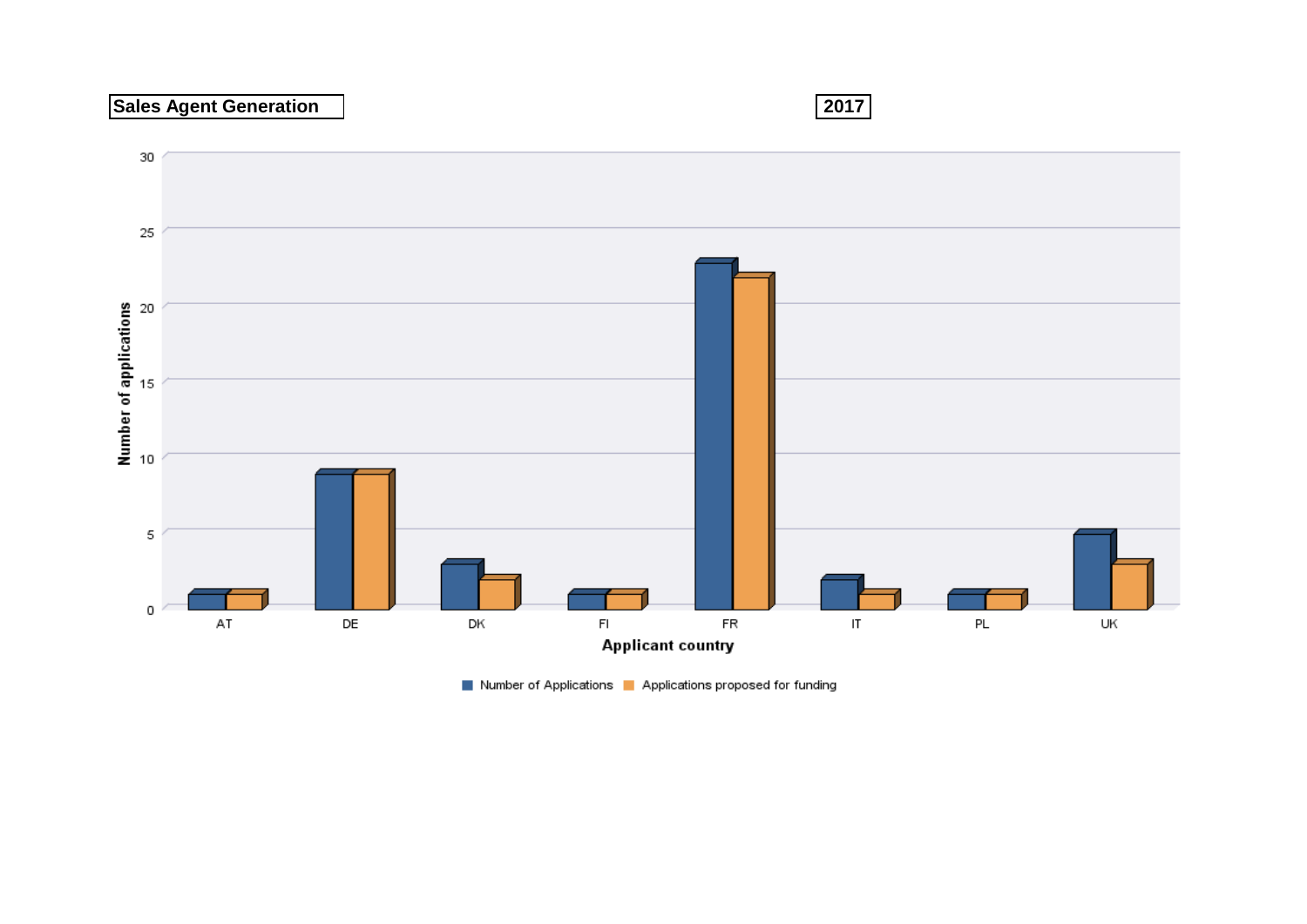**Sales Agent Generation** **2017**

| Applicant country | Number of Applications | Applications proposed for funding |
|---|---|---|
| AT | 1 | 1 |
| DE | 9 | 9 |
| DK | 3 | 2 |
| FI | 1 | 1 |
| FR | 23 | 22 |
| IT | 2 | 1 |
| PL | 1 | 1 |
| UK | 5 | 3 |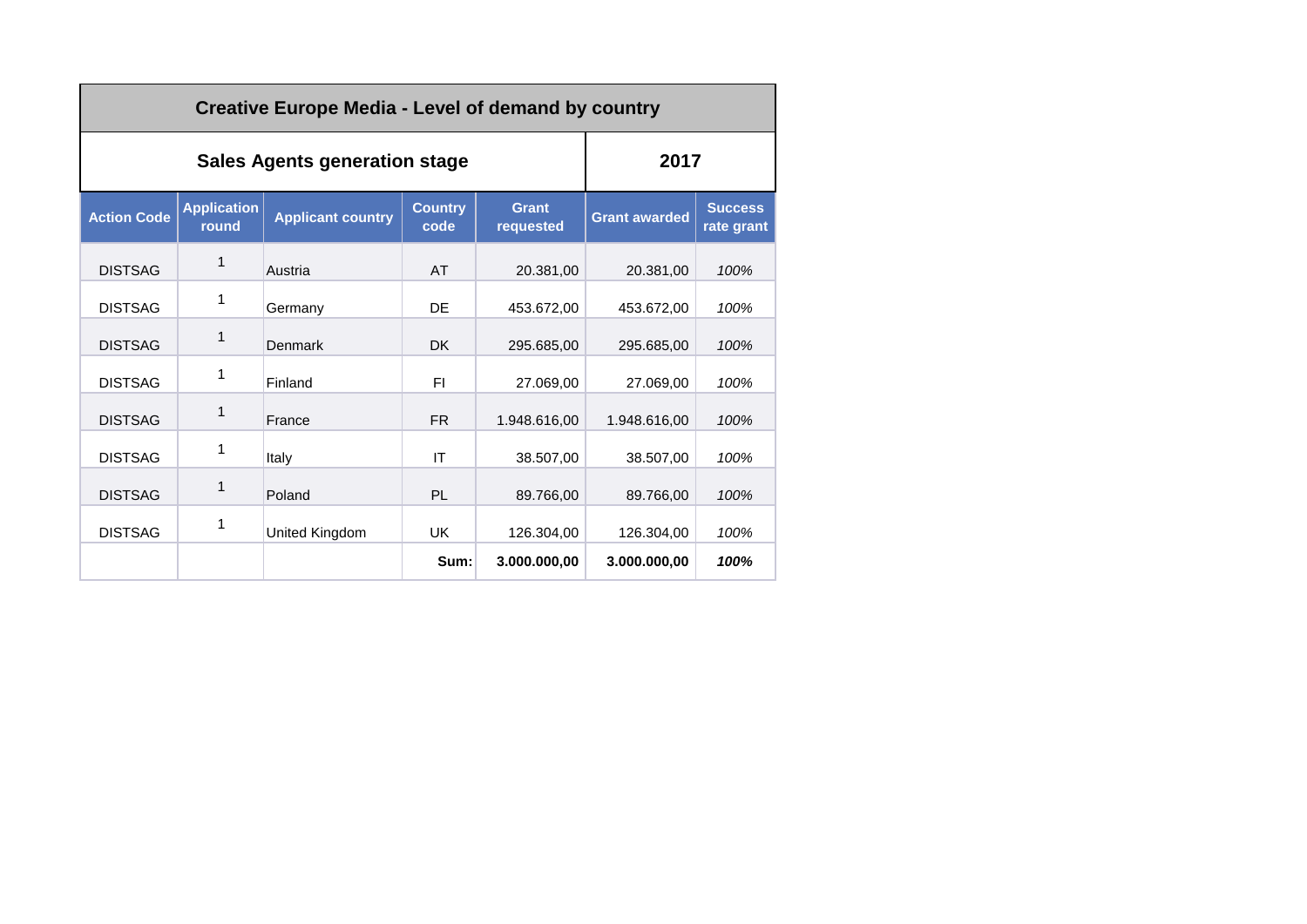| Creative Europe Media - Level of demand by country | | | | | | |
|---|---|---|---|---|---|---|
| **Sales Agents generation stage** | | | | | **2017** | |
| **Action Code** | **Application round** | **Applicant country** | **Country code** | **Grant requested** | **Grant awarded** | **Success rate grant** |
| DISTSAG | 1 | Austria | AT | 20.381,00 | 20.381,00 | *100%* |
| DISTSAG | 1 | Germany | DE | 453.672,00 | 453.672,00 | *100%* |
| DISTSAG | 1 | Denmark | DK | 295.685,00 | 295.685,00 | *100%* |
| DISTSAG | 1 | Finland | FI | 27.069,00 | 27.069,00 | *100%* |
| DISTSAG | 1 | France | FR | 1.948.616,00 | 1.948.616,00 | *100%* |
| DISTSAG | 1 | Italy | IT | 38.507,00 | 38.507,00 | *100%* |
| DISTSAG | 1 | Poland | PL | 89.766,00 | 89.766,00 | *100%* |
| DISTSAG | 1 | United Kingdom | UK | 126.304,00 | 126.304,00 | *100%* |
| | | | **Sum:** | **3.000.000,00** | **3.000.000,00** | ***100%*** |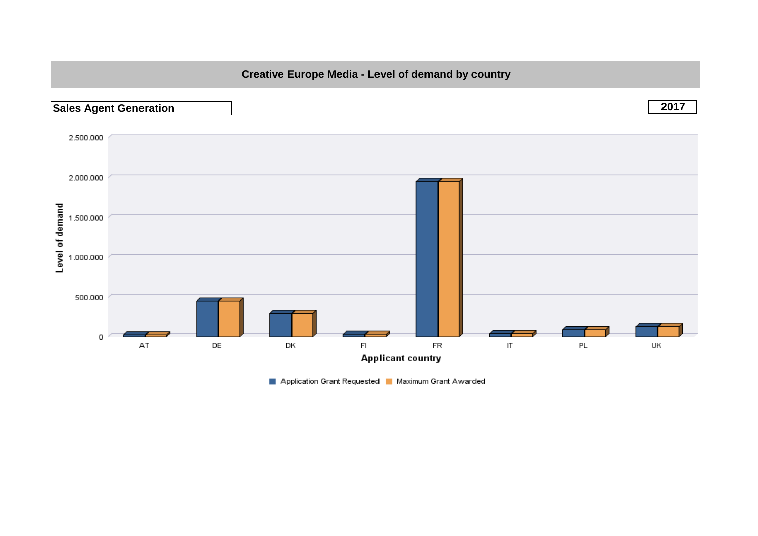## Creative Europe Media - Level of demand by country

**Sales Agent Generation**

**2017**

Level of demand

2.500.000
2.000.000
1.500.000
1.000.000
500.000
0

AT DE DK FI FR IT PL UK

**Applicant country**

Application Grant Requested
Maximum Grant Awarded